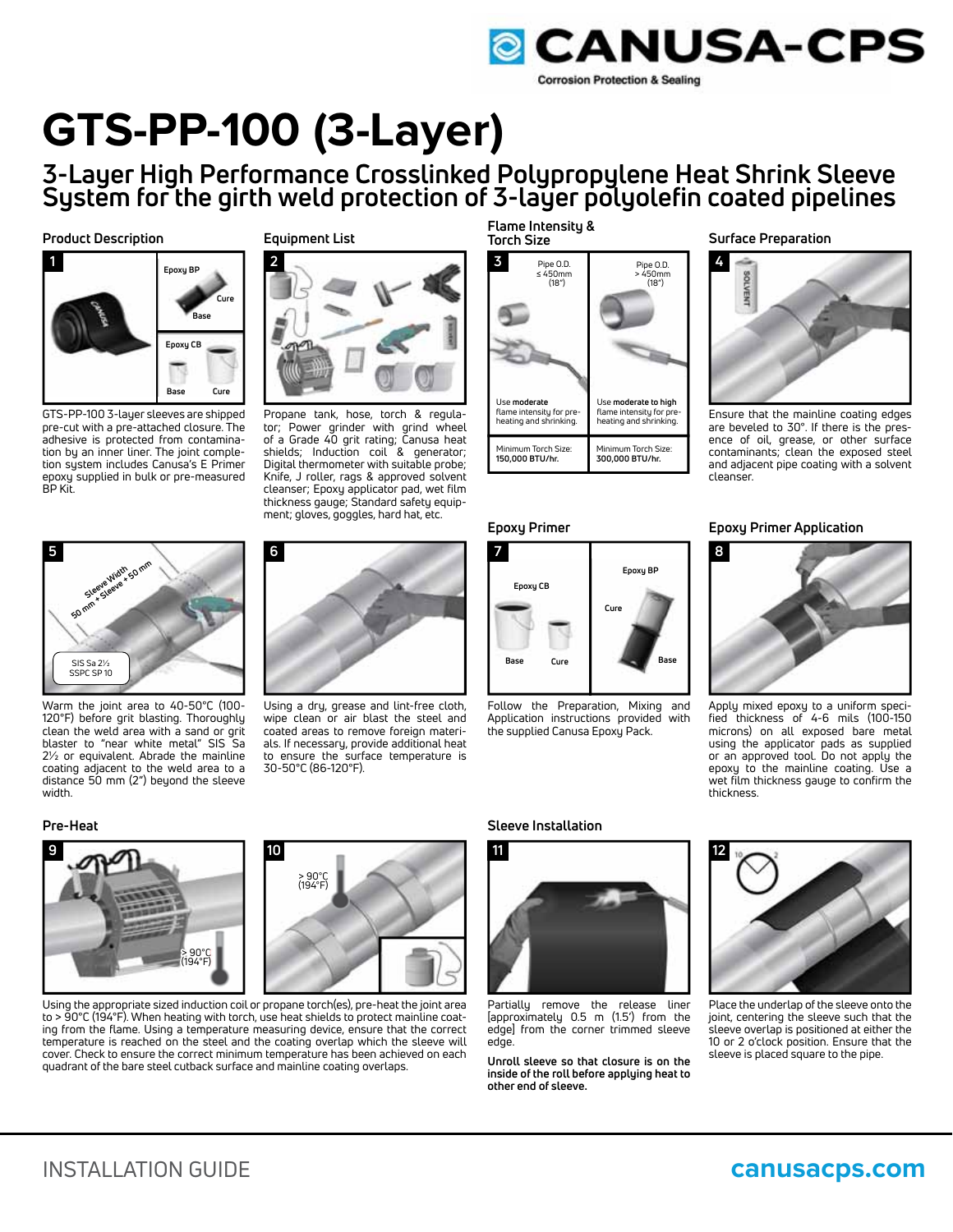CANUSA-CPS
Corrosion Protection & Sealing

# GTS-PP-100 (3-Layer)

## 3-Layer High Performance Crosslinked Polypropylene Heat Shrink Sleeve System for the girth weld protection of 3-layer polyolefin coated pipelines

### Product Description

1

Epoxy BP — Cure, Base

Epoxy CB — Base, Cure

GTS-PP-100 3-layer sleeves are shipped pre-cut with a pre-attached closure. The adhesive is protected from contamination by an inner liner. The joint completion system includes Canusa's E Primer epoxy supplied in bulk or pre-measured BP Kit.

### Equipment List

2

Propane tank, hose, torch & regulator; Power grinder with grind wheel of a Grade 40 grit rating; Canusa heat shields; Induction coil & generator; Digital thermometer with suitable probe; Knife, J roller, rags & approved solvent cleanser; Epoxy applicator pad, wet film thickness gauge; Standard safety equipment; gloves, goggles, hard hat, etc.

### Flame Intensity & Torch Size

3

| Pipe O.D. ≤ 450mm (18") | Pipe O.D. > 450mm (18") |
|---|---|
| Use **moderate** flame intensity for pre-heating and shrinking. | Use **moderate to high** flame intensity for pre-heating and shrinking. |
| Minimum Torch Size: **150,000 BTU/hr.** | Minimum Torch Size: **300,000 BTU/hr.** |

### Surface Preparation

4

SOLVENT

Ensure that the mainline coating edges are beveled to 30°. If there is the presence of oil, grease, or other surface contaminants; clean the exposed steel and adjacent pipe coating with a solvent cleanser.

5

Sleeve Width + 50 mm

50 mm + Sleeve + 50 mm

SIS Sa 2½
SSPC SP 10

Warm the joint area to 40-50°C (100-120°F) before grit blasting. Thoroughly clean the weld area with a sand or grit blaster to "near white metal" SIS Sa 2½ or equivalent. Abrade the mainline coating adjacent to the weld area to a distance 50 mm (2") beyond the sleeve width.

6

Using a dry, grease and lint-free cloth, wipe clean or air blast the steel and coated areas to remove foreign materials. If necessary, provide additional heat to ensure the surface temperature is 30-50°C (86-120°F).

### Epoxy Primer

7

Epoxy CB — Base, Cure

Epoxy BP — Cure, Base

Follow the Preparation, Mixing and Application instructions provided with the supplied Canusa Epoxy Pack.

### Epoxy Primer Application

8

Apply mixed epoxy to a uniform specified thickness of 4-6 mils (100-150 microns) on all exposed bare metal using the applicator pads as supplied or an approved tool. Do not apply the epoxy to the mainline coating. Use a wet film thickness gauge to confirm the thickness.

### Pre-Heat

9

> 90°C (194°F)

10

> 90°C (194°F)

Using the appropriate sized induction coil or propane torch(es), pre-heat the joint area to > 90°C (194°F). When heating with torch, use heat shields to protect mainline coating from the flame. Using a temperature measuring device, ensure that the correct temperature is reached on the steel and the coating overlap which the sleeve will cover. Check to ensure the correct minimum temperature has been achieved on each quadrant of the bare steel cutback surface and mainline coating overlaps.

### Sleeve Installation

11

Partially remove the release liner [approximately 0.5 m (1.5') from the edge] from the corner trimmed sleeve edge.

**Unroll sleeve so that closure is on the inside of the roll before applying heat to other end of sleeve.**

12

10 2

Place the underlap of the sleeve onto the joint, centering the sleeve such that the sleeve overlap is positioned at either the 10 or 2 o'clock position. Ensure that the sleeve is placed square to the pipe.

INSTALLATION GUIDE — canusacps.com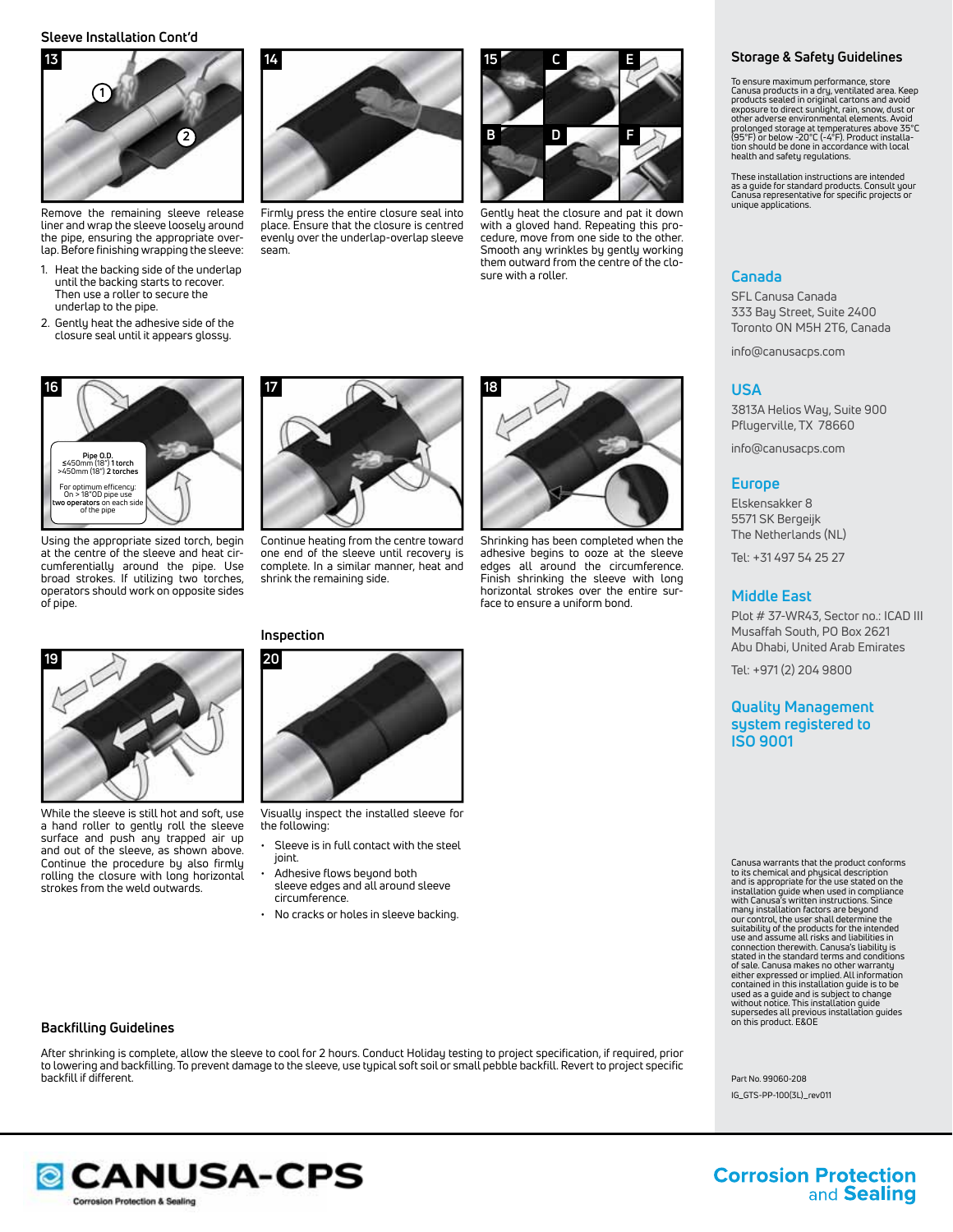## Sleeve Installation Cont'd

**13**

Remove the remaining sleeve release liner and wrap the sleeve loosely around the pipe, ensuring the appropriate overlap. Before finishing wrapping the sleeve:

1. Heat the backing side of the underlap until the backing starts to recover. Then use a roller to secure the underlap to the pipe.
2. Gently heat the adhesive side of the closure seal until it appears glossy.

**14**

Firmly press the entire closure seal into place. Ensure that the closure is centred evenly over the underlap-overlap sleeve seam.

**15**

Gently heat the closure and pat it down with a gloved hand. Repeating this procedure, move from one side to the other. Smooth any wrinkles by gently working them outward from the centre of the closure with a roller.

**16**

Pipe O.D.
≤450mm (18") 1 torch
>450mm (18") 2 torches

For optimum efficency:
On > 18"OD pipe use **two operators** on each side of the pipe

Using the appropriate sized torch, begin at the centre of the sleeve and heat circumferentially around the pipe. Use broad strokes. If utilizing two torches, operators should work on opposite sides of pipe.

**17**

Continue heating from the centre toward one end of the sleeve until recovery is complete. In a similar manner, heat and shrink the remaining side.

**18**

Shrinking has been completed when the adhesive begins to ooze at the sleeve edges all around the circumference. Finish shrinking the sleeve with long horizontal strokes over the entire surface to ensure a uniform bond.

**19**

While the sleeve is still hot and soft, use a hand roller to gently roll the sleeve surface and push any trapped air up and out of the sleeve, as shown above. Continue the procedure by also firmly rolling the closure with long horizontal strokes from the weld outwards.

## Inspection

**20**

Visually inspect the installed sleeve for the following:

- Sleeve is in full contact with the steel joint.
- Adhesive flows beyond both sleeve edges and all around sleeve circumference.
- No cracks or holes in sleeve backing.

## Backfilling Guidelines

After shrinking is complete, allow the sleeve to cool for 2 hours. Conduct Holiday testing to project specification, if required, prior to lowering and backfilling. To prevent damage to the sleeve, use typical soft soil or small pebble backfill. Revert to project specific backfill if different.

## Storage & Safety Guidelines

To ensure maximum performance, store Canusa products in a dry, ventilated area. Keep products sealed in original cartons and avoid exposure to direct sunlight, rain, snow, dust or other adverse environmental elements. Avoid prolonged storage at temperatures above 35°C (95°F) or below -20°C (-4°F). Product installation should be done in accordance with local health and safety regulations.

These installation instructions are intended as a guide for standard products. Consult your Canusa representative for specific projects or unique applications.

### Canada

SFL Canusa Canada
333 Bay Street, Suite 2400
Toronto ON M5H 2T6, Canada

info@canusacps.com

### USA

3813A Helios Way, Suite 900
Pflugerville, TX 78660

info@canusacps.com

### Europe

Elskensakker 8
5571 SK Bergeijk
The Netherlands (NL)

Tel: +31 497 54 25 27

### Middle East

Plot # 37-WR43, Sector no.: ICAD III
Musaffah South, PO Box 2621
Abu Dhabi, United Arab Emirates

Tel: +971 (2) 204 9800

### Quality Management system registered to ISO 9001

Canusa warrants that the product conforms to its chemical and physical description and is appropriate for the use stated on the installation guide when used in compliance with Canusa's written instructions. Since many installation factors are beyond our control, the user shall determine the suitability of the products for the intended use and assume all risks and liabilities in connection therewith. Canusa's liability is stated in the standard terms and conditions of sale. Canusa makes no other warranty either expressed or implied. All information contained in this installation guide is to be used as a guide and is subject to change without notice. This installation guide supersedes all previous installation guides on this product. E&OE

Part No. 99060-208
IG_GTS-PP-100(3L)_rev011

CANUSA-CPS
Corrosion Protection & Sealing

**Corrosion Protection** and **Sealing**